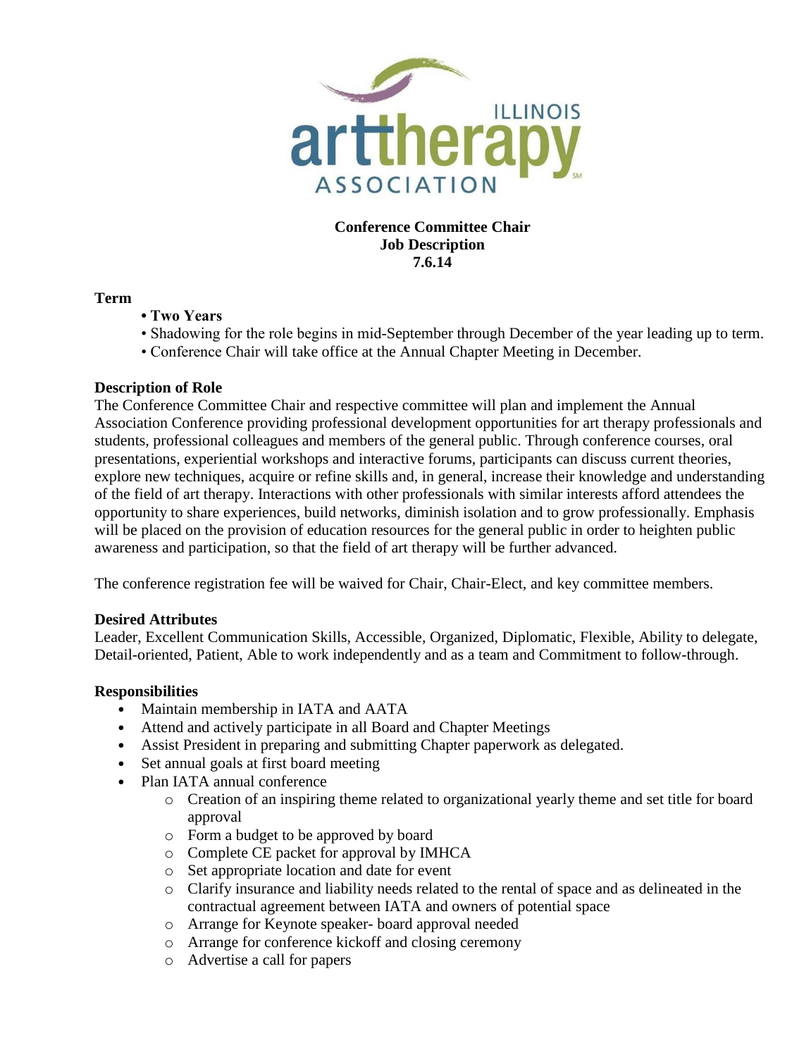**Conference Committee Chair**
**Job Description**
**7.6.14**

**Term**

- **Two Years**
- Shadowing for the role begins in mid-September through December of the year leading up to term.
- Conference Chair will take office at the Annual Chapter Meeting in December.

**Description of Role**

The Conference Committee Chair and respective committee will plan and implement the Annual Association Conference providing professional development opportunities for art therapy professionals and students, professional colleagues and members of the general public. Through conference courses, oral presentations, experiential workshops and interactive forums, participants can discuss current theories, explore new techniques, acquire or refine skills and, in general, increase their knowledge and understanding of the field of art therapy. Interactions with other professionals with similar interests afford attendees the opportunity to share experiences, build networks, diminish isolation and to grow professionally. Emphasis will be placed on the provision of education resources for the general public in order to heighten public awareness and participation, so that the field of art therapy will be further advanced.

The conference registration fee will be waived for Chair, Chair-Elect, and key committee members.

**Desired Attributes**

Leader, Excellent Communication Skills, Accessible, Organized, Diplomatic, Flexible, Ability to delegate, Detail-oriented, Patient, Able to work independently and as a team and Commitment to follow-through.

**Responsibilities**

- Maintain membership in IATA and AATA
- Attend and actively participate in all Board and Chapter Meetings
- Assist President in preparing and submitting Chapter paperwork as delegated.
- Set annual goals at first board meeting
- Plan IATA annual conference
  - Creation of an inspiring theme related to organizational yearly theme and set title for board approval
  - Form a budget to be approved by board
  - Complete CE packet for approval by IMHCA
  - Set appropriate location and date for event
  - Clarify insurance and liability needs related to the rental of space and as delineated in the contractual agreement between IATA and owners of potential space
  - Arrange for Keynote speaker- board approval needed
  - Arrange for conference kickoff and closing ceremony
  - Advertise a call for papers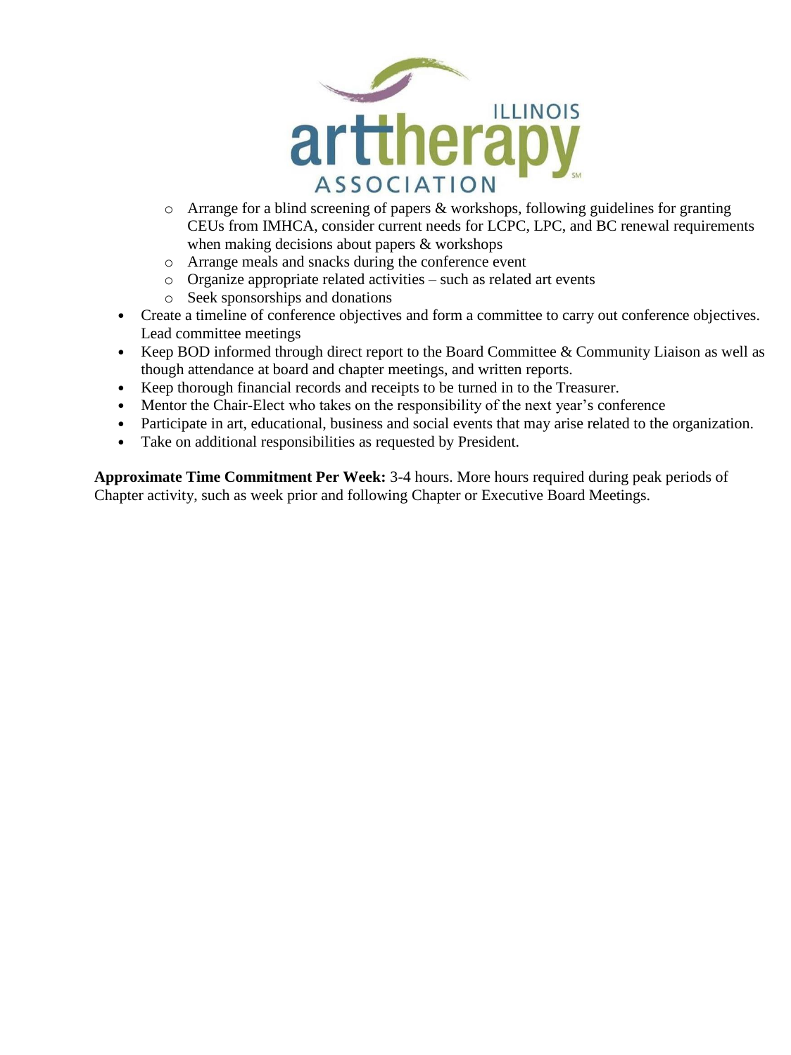- Arrange for a blind screening of papers & workshops, following guidelines for granting CEUs from IMHCA, consider current needs for LCPC, LPC, and BC renewal requirements when making decisions about papers & workshops
    - Arrange meals and snacks during the conference event
    - Organize appropriate related activities – such as related art events
    - Seek sponsorships and donations
- Create a timeline of conference objectives and form a committee to carry out conference objectives. Lead committee meetings
- Keep BOD informed through direct report to the Board Committee & Community Liaison as well as though attendance at board and chapter meetings, and written reports.
- Keep thorough financial records and receipts to be turned in to the Treasurer.
- Mentor the Chair-Elect who takes on the responsibility of the next year's conference
- Participate in art, educational, business and social events that may arise related to the organization.
- Take on additional responsibilities as requested by President.

**Approximate Time Commitment Per Week:** 3-4 hours. More hours required during peak periods of Chapter activity, such as week prior and following Chapter or Executive Board Meetings.